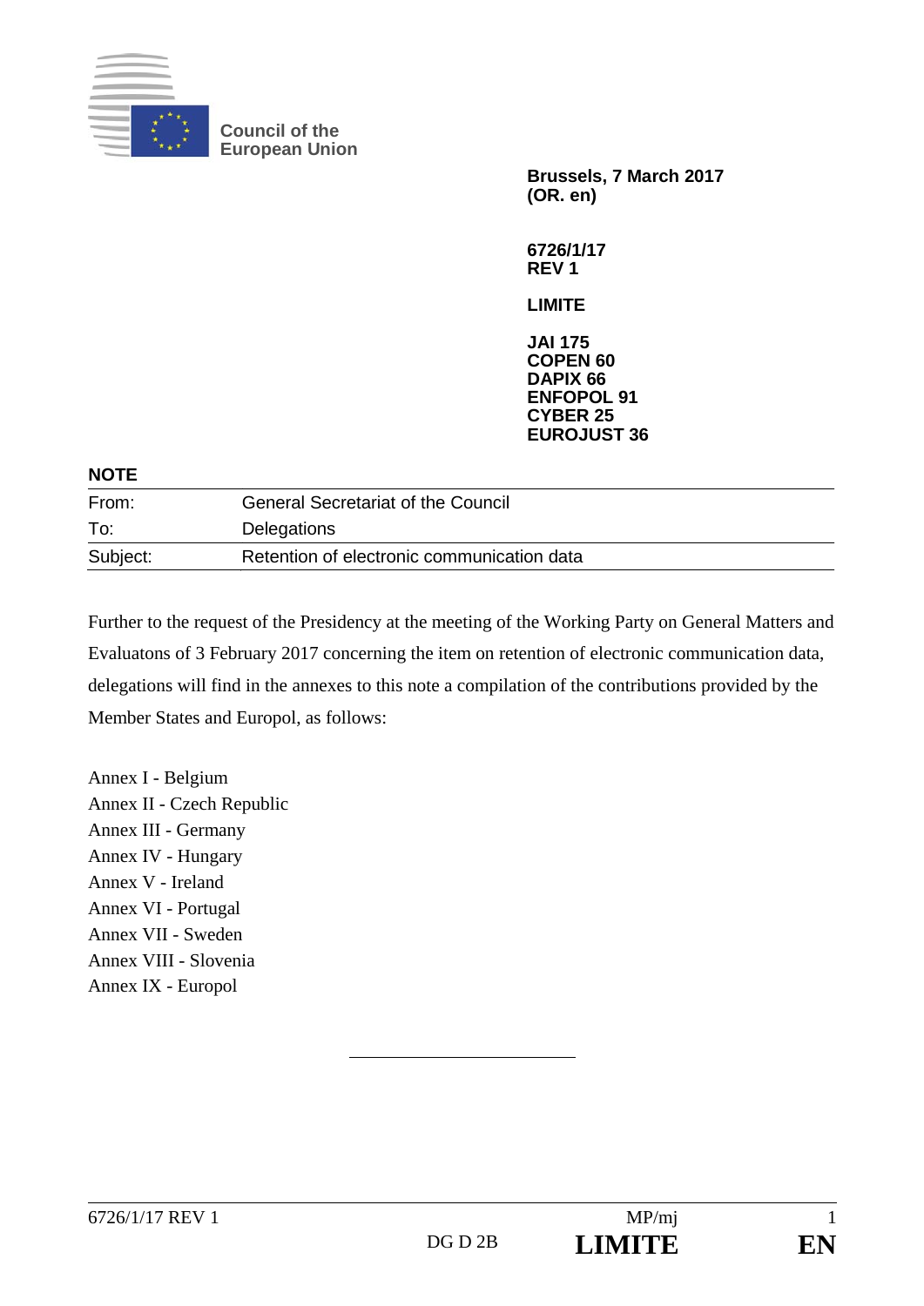Council of the
European Union

**Brussels, 7 March 2017**
**(OR. en)**

**6726/1/17**
**REV 1**

**LIMITE**

**JAI 175**
**COPEN 60**
**DAPIX 66**
**ENFOPOL 91**
**CYBER 25**
**EUROJUST 36**

**NOTE**

| | |
|---|---|
| From: | General Secretariat of the Council |
| To: | Delegations |
| Subject: | Retention of electronic communication data |

Further to the request of the Presidency at the meeting of the Working Party on General Matters and Evaluatons of 3 February 2017 concerning the item on retention of electronic communication data, delegations will find in the annexes to this note a compilation of the contributions provided by the Member States and Europol, as follows:

Annex I - Belgium
Annex II - Czech Republic
Annex III - Germany
Annex IV - Hungary
Annex V - Ireland
Annex VI - Portugal
Annex VII - Sweden
Annex VIII - Slovenia
Annex IX - Europol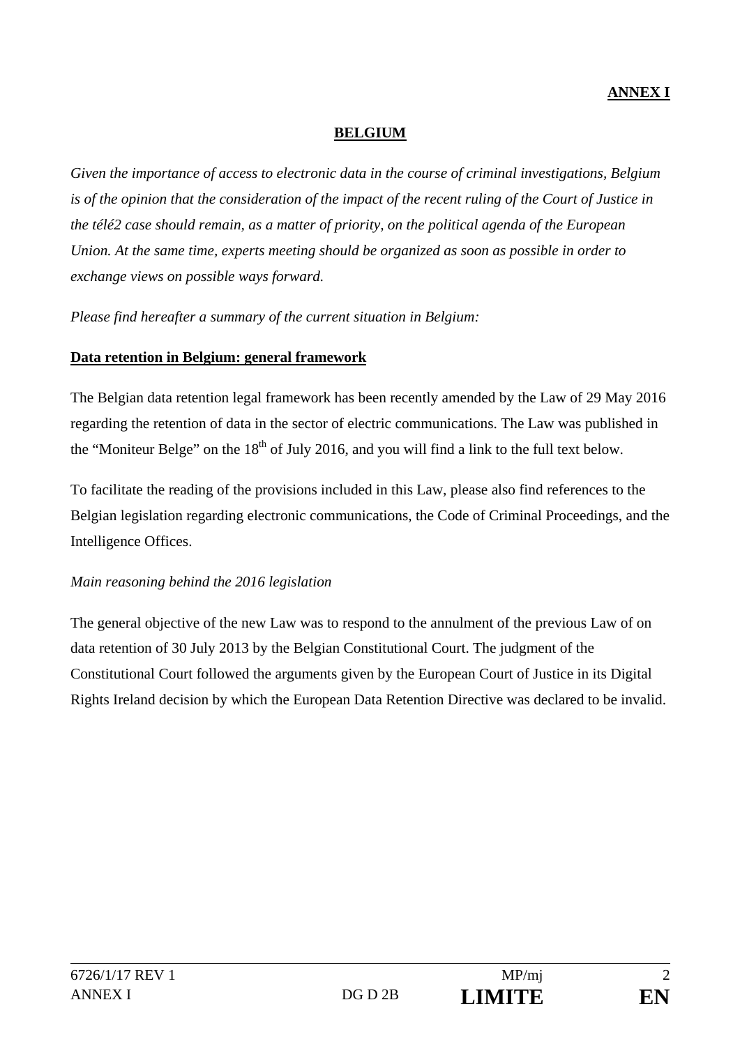**ANNEX I**

**BELGIUM**

*Given the importance of access to electronic data in the course of criminal investigations, Belgium is of the opinion that the consideration of the impact of the recent ruling of the Court of Justice in the télé2 case should remain, as a matter of priority, on the political agenda of the European Union. At the same time, experts meeting should be organized as soon as possible in order to exchange views on possible ways forward.*

*Please find hereafter a summary of the current situation in Belgium:*

**Data retention in Belgium: general framework**

The Belgian data retention legal framework has been recently amended by the Law of 29 May 2016 regarding the retention of data in the sector of electric communications. The Law was published in the "Moniteur Belge" on the 18th of July 2016, and you will find a link to the full text below.

To facilitate the reading of the provisions included in this Law, please also find references to the Belgian legislation regarding electronic communications, the Code of Criminal Proceedings, and the Intelligence Offices.

*Main reasoning behind the 2016 legislation*

The general objective of the new Law was to respond to the annulment of the previous Law of on data retention of 30 July 2013 by the Belgian Constitutional Court. The judgment of the Constitutional Court followed the arguments given by the European Court of Justice in its Digital Rights Ireland decision by which the European Data Retention Directive was declared to be invalid.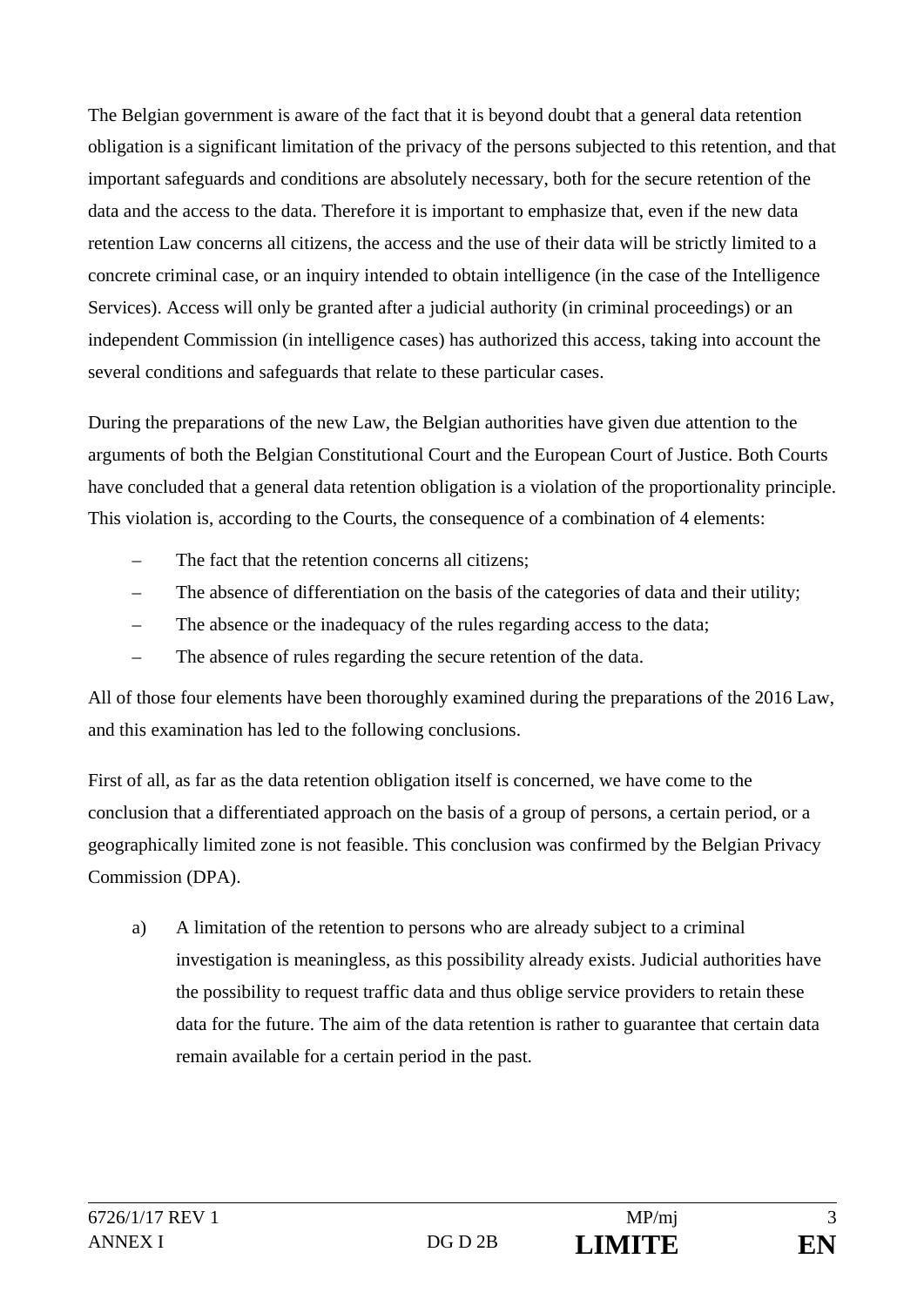The Belgian government is aware of the fact that it is beyond doubt that a general data retention obligation is a significant limitation of the privacy of the persons subjected to this retention, and that important safeguards and conditions are absolutely necessary, both for the secure retention of the data and the access to the data. Therefore it is important to emphasize that, even if the new data retention Law concerns all citizens, the access and the use of their data will be strictly limited to a concrete criminal case, or an inquiry intended to obtain intelligence (in the case of the Intelligence Services). Access will only be granted after a judicial authority (in criminal proceedings) or an independent Commission (in intelligence cases) has authorized this access, taking into account the several conditions and safeguards that relate to these particular cases.

During the preparations of the new Law, the Belgian authorities have given due attention to the arguments of both the Belgian Constitutional Court and the European Court of Justice. Both Courts have concluded that a general data retention obligation is a violation of the proportionality principle. This violation is, according to the Courts, the consequence of a combination of 4 elements:

- The fact that the retention concerns all citizens;
- The absence of differentiation on the basis of the categories of data and their utility;
- The absence or the inadequacy of the rules regarding access to the data;
- The absence of rules regarding the secure retention of the data.

All of those four elements have been thoroughly examined during the preparations of the 2016 Law, and this examination has led to the following conclusions.

First of all, as far as the data retention obligation itself is concerned, we have come to the conclusion that a differentiated approach on the basis of a group of persons, a certain period, or a geographically limited zone is not feasible. This conclusion was confirmed by the Belgian Privacy Commission (DPA).

a) A limitation of the retention to persons who are already subject to a criminal investigation is meaningless, as this possibility already exists. Judicial authorities have the possibility to request traffic data and thus oblige service providers to retain these data for the future. The aim of the data retention is rather to guarantee that certain data remain available for a certain period in the past.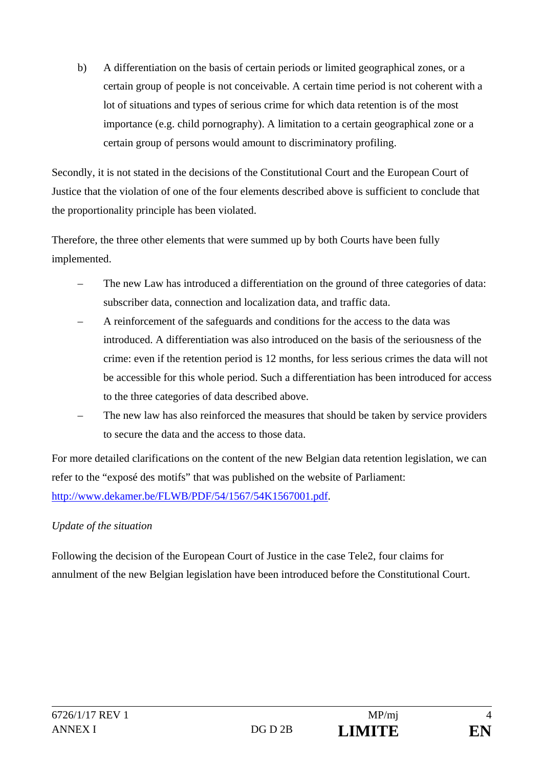b) A differentiation on the basis of certain periods or limited geographical zones, or a certain group of people is not conceivable. A certain time period is not coherent with a lot of situations and types of serious crime for which data retention is of the most importance (e.g. child pornography). A limitation to a certain geographical zone or a certain group of persons would amount to discriminatory profiling.

Secondly, it is not stated in the decisions of the Constitutional Court and the European Court of Justice that the violation of one of the four elements described above is sufficient to conclude that the proportionality principle has been violated.

Therefore, the three other elements that were summed up by both Courts have been fully implemented.

- The new Law has introduced a differentiation on the ground of three categories of data: subscriber data, connection and localization data, and traffic data.
- A reinforcement of the safeguards and conditions for the access to the data was introduced. A differentiation was also introduced on the basis of the seriousness of the crime: even if the retention period is 12 months, for less serious crimes the data will not be accessible for this whole period. Such a differentiation has been introduced for access to the three categories of data described above.
- The new law has also reinforced the measures that should be taken by service providers to secure the data and the access to those data.

For more detailed clarifications on the content of the new Belgian data retention legislation, we can refer to the "exposé des motifs" that was published on the website of Parliament: http://www.dekamer.be/FLWB/PDF/54/1567/54K1567001.pdf.

*Update of the situation*

Following the decision of the European Court of Justice in the case Tele2, four claims for annulment of the new Belgian legislation have been introduced before the Constitutional Court.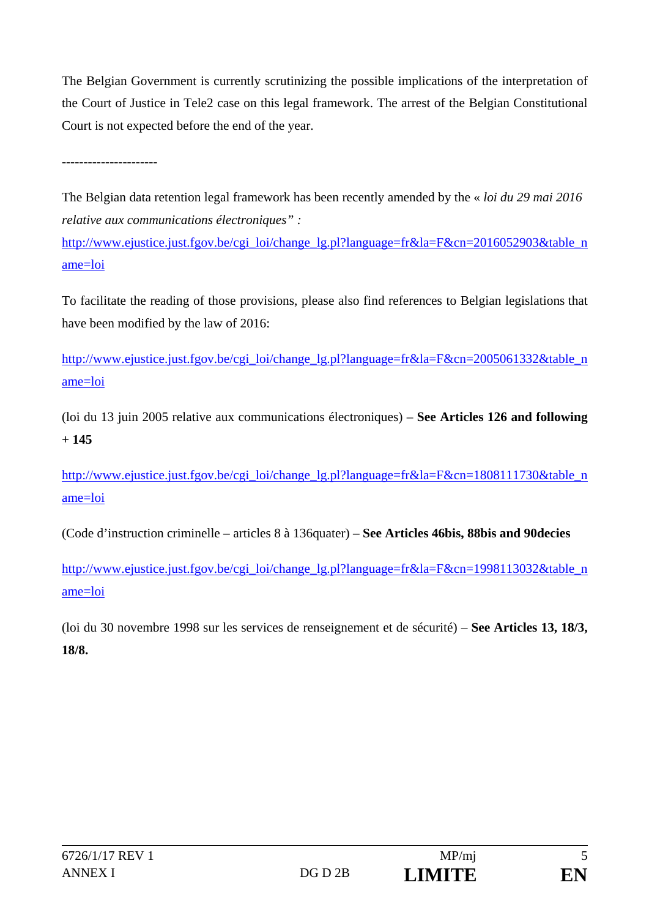The Belgian Government is currently scrutinizing the possible implications of the interpretation of the Court of Justice in Tele2 case on this legal framework. The arrest of the Belgian Constitutional Court is not expected before the end of the year.

----------------------

The Belgian data retention legal framework has been recently amended by the « *loi du 29 mai 2016 relative aux communications électroniques" :*
http://www.ejustice.just.fgov.be/cgi_loi/change_lg.pl?language=fr&la=F&cn=2016052903&table_name=loi

To facilitate the reading of those provisions, please also find references to Belgian legislations that have been modified by the law of 2016:

http://www.ejustice.just.fgov.be/cgi_loi/change_lg.pl?language=fr&la=F&cn=2005061332&table_name=loi

(loi du 13 juin 2005 relative aux communications électroniques) – **See Articles 126 and following + 145**

http://www.ejustice.just.fgov.be/cgi_loi/change_lg.pl?language=fr&la=F&cn=1808111730&table_name=loi

(Code d'instruction criminelle – articles 8 à 136quater) – **See Articles 46bis, 88bis and 90decies**

http://www.ejustice.just.fgov.be/cgi_loi/change_lg.pl?language=fr&la=F&cn=1998113032&table_name=loi

(loi du 30 novembre 1998 sur les services de renseignement et de sécurité) – **See Articles 13, 18/3, 18/8.**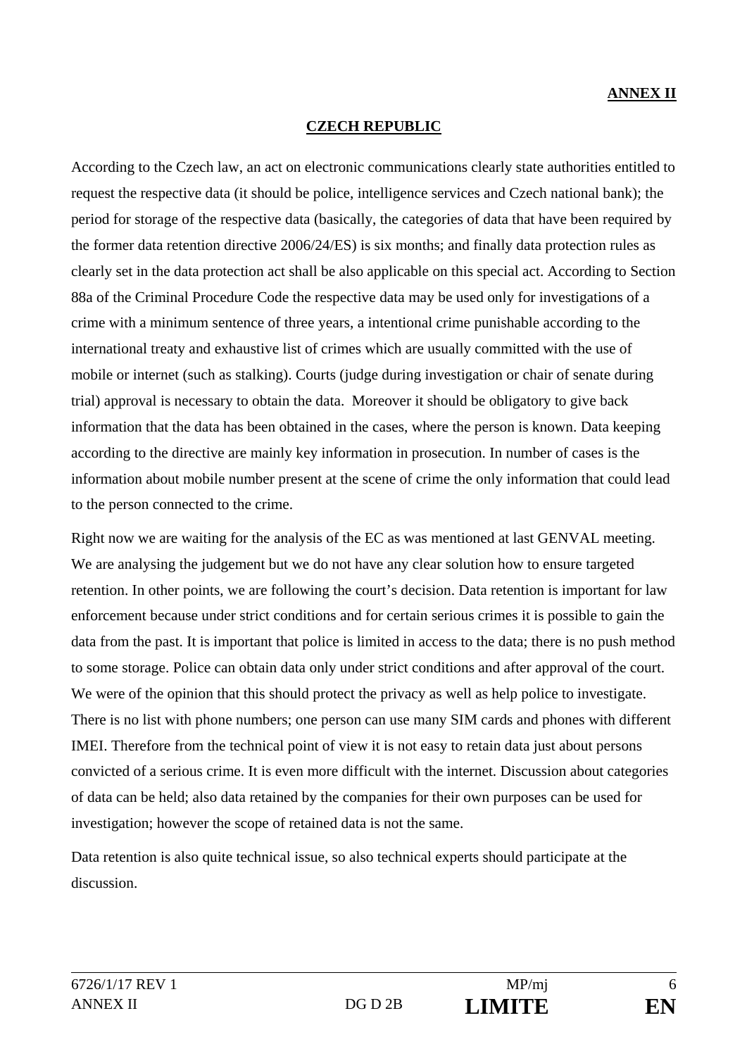**ANNEX II**

## CZECH REPUBLIC

According to the Czech law, an act on electronic communications clearly state authorities entitled to request the respective data (it should be police, intelligence services and Czech national bank); the period for storage of the respective data (basically, the categories of data that have been required by the former data retention directive 2006/24/ES) is six months; and finally data protection rules as clearly set in the data protection act shall be also applicable on this special act. According to Section 88a of the Criminal Procedure Code the respective data may be used only for investigations of a crime with a minimum sentence of three years, a intentional crime punishable according to the international treaty and exhaustive list of crimes which are usually committed with the use of mobile or internet (such as stalking). Courts (judge during investigation or chair of senate during trial) approval is necessary to obtain the data. Moreover it should be obligatory to give back information that the data has been obtained in the cases, where the person is known. Data keeping according to the directive are mainly key information in prosecution. In number of cases is the information about mobile number present at the scene of crime the only information that could lead to the person connected to the crime.

Right now we are waiting for the analysis of the EC as was mentioned at last GENVAL meeting. We are analysing the judgement but we do not have any clear solution how to ensure targeted retention. In other points, we are following the court's decision. Data retention is important for law enforcement because under strict conditions and for certain serious crimes it is possible to gain the data from the past. It is important that police is limited in access to the data; there is no push method to some storage. Police can obtain data only under strict conditions and after approval of the court. We were of the opinion that this should protect the privacy as well as help police to investigate. There is no list with phone numbers; one person can use many SIM cards and phones with different IMEI. Therefore from the technical point of view it is not easy to retain data just about persons convicted of a serious crime. It is even more difficult with the internet. Discussion about categories of data can be held; also data retained by the companies for their own purposes can be used for investigation; however the scope of retained data is not the same.

Data retention is also quite technical issue, so also technical experts should participate at the discussion.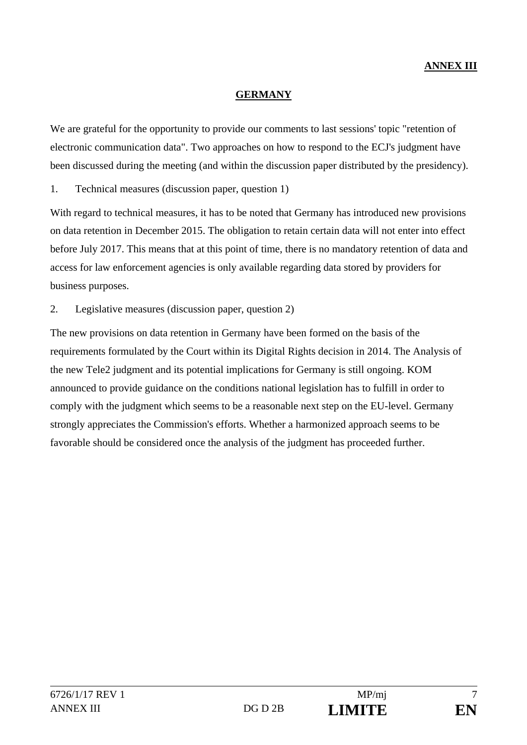**ANNEX III**

# GERMANY

We are grateful for the opportunity to provide our comments to last sessions' topic "retention of electronic communication data". Two approaches on how to respond to the ECJ's judgment have been discussed during the meeting (and within the discussion paper distributed by the presidency).

1. Technical measures (discussion paper, question 1)

With regard to technical measures, it has to be noted that Germany has introduced new provisions on data retention in December 2015. The obligation to retain certain data will not enter into effect before July 2017. This means that at this point of time, there is no mandatory retention of data and access for law enforcement agencies is only available regarding data stored by providers for business purposes.

2. Legislative measures (discussion paper, question 2)

The new provisions on data retention in Germany have been formed on the basis of the requirements formulated by the Court within its Digital Rights decision in 2014. The Analysis of the new Tele2 judgment and its potential implications for Germany is still ongoing. KOM announced to provide guidance on the conditions national legislation has to fulfill in order to comply with the judgment which seems to be a reasonable next step on the EU-level. Germany strongly appreciates the Commission's efforts. Whether a harmonized approach seems to be favorable should be considered once the analysis of the judgment has proceeded further.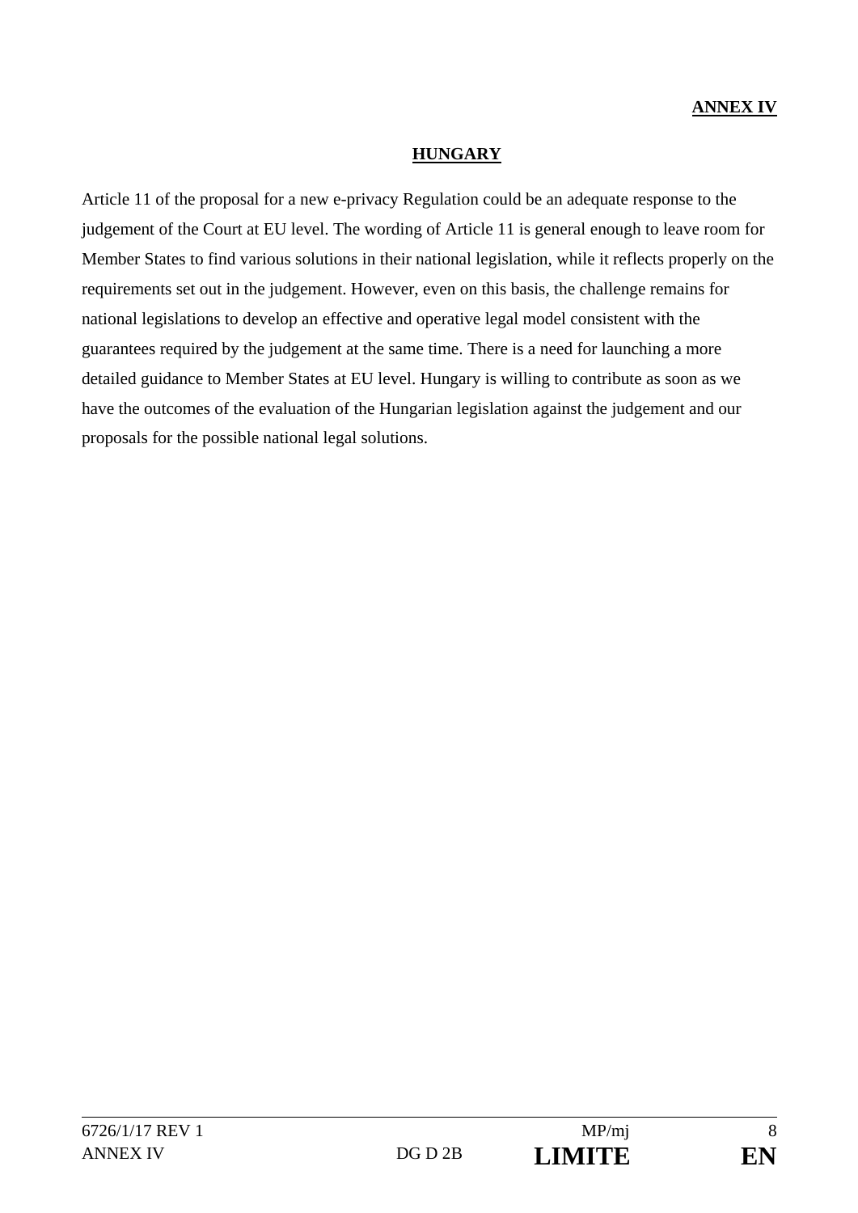**ANNEX IV**

## HUNGARY

Article 11 of the proposal for a new e-privacy Regulation could be an adequate response to the judgement of the Court at EU level. The wording of Article 11 is general enough to leave room for Member States to find various solutions in their national legislation, while it reflects properly on the requirements set out in the judgement. However, even on this basis, the challenge remains for national legislations to develop an effective and operative legal model consistent with the guarantees required by the judgement at the same time. There is a need for launching a more detailed guidance to Member States at EU level. Hungary is willing to contribute as soon as we have the outcomes of the evaluation of the Hungarian legislation against the judgement and our proposals for the possible national legal solutions.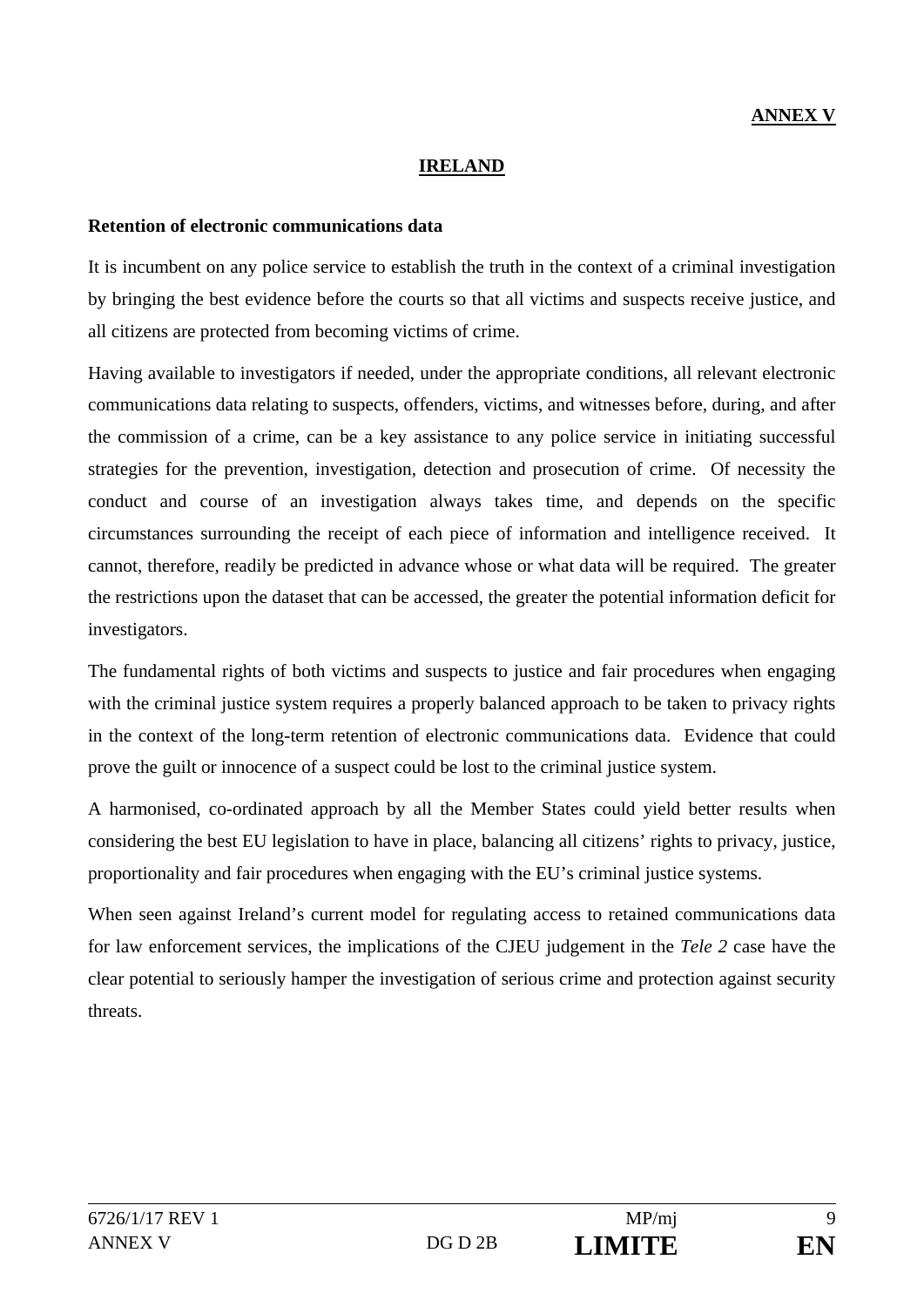**ANNEX V**

## IRELAND

**Retention of electronic communications data**

It is incumbent on any police service to establish the truth in the context of a criminal investigation by bringing the best evidence before the courts so that all victims and suspects receive justice, and all citizens are protected from becoming victims of crime.

Having available to investigators if needed, under the appropriate conditions, all relevant electronic communications data relating to suspects, offenders, victims, and witnesses before, during, and after the commission of a crime, can be a key assistance to any police service in initiating successful strategies for the prevention, investigation, detection and prosecution of crime. Of necessity the conduct and course of an investigation always takes time, and depends on the specific circumstances surrounding the receipt of each piece of information and intelligence received. It cannot, therefore, readily be predicted in advance whose or what data will be required. The greater the restrictions upon the dataset that can be accessed, the greater the potential information deficit for investigators.

The fundamental rights of both victims and suspects to justice and fair procedures when engaging with the criminal justice system requires a properly balanced approach to be taken to privacy rights in the context of the long-term retention of electronic communications data. Evidence that could prove the guilt or innocence of a suspect could be lost to the criminal justice system.

A harmonised, co-ordinated approach by all the Member States could yield better results when considering the best EU legislation to have in place, balancing all citizens' rights to privacy, justice, proportionality and fair procedures when engaging with the EU's criminal justice systems.

When seen against Ireland's current model for regulating access to retained communications data for law enforcement services, the implications of the CJEU judgement in the *Tele 2* case have the clear potential to seriously hamper the investigation of serious crime and protection against security threats.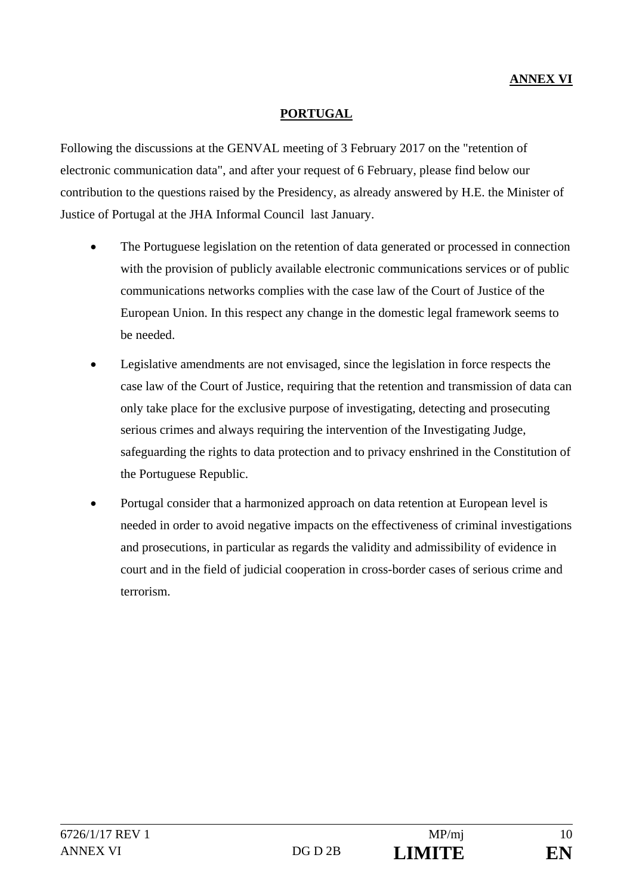**ANNEX VI**

## PORTUGAL

Following the discussions at the GENVAL meeting of 3 February 2017 on the "retention of electronic communication data", and after your request of 6 February, please find below our contribution to the questions raised by the Presidency, as already answered by H.E. the Minister of Justice of Portugal at the JHA Informal Council last January.

- The Portuguese legislation on the retention of data generated or processed in connection with the provision of publicly available electronic communications services or of public communications networks complies with the case law of the Court of Justice of the European Union. In this respect any change in the domestic legal framework seems to be needed.
- Legislative amendments are not envisaged, since the legislation in force respects the case law of the Court of Justice, requiring that the retention and transmission of data can only take place for the exclusive purpose of investigating, detecting and prosecuting serious crimes and always requiring the intervention of the Investigating Judge, safeguarding the rights to data protection and to privacy enshrined in the Constitution of the Portuguese Republic.
- Portugal consider that a harmonized approach on data retention at European level is needed in order to avoid negative impacts on the effectiveness of criminal investigations and prosecutions, in particular as regards the validity and admissibility of evidence in court and in the field of judicial cooperation in cross-border cases of serious crime and terrorism.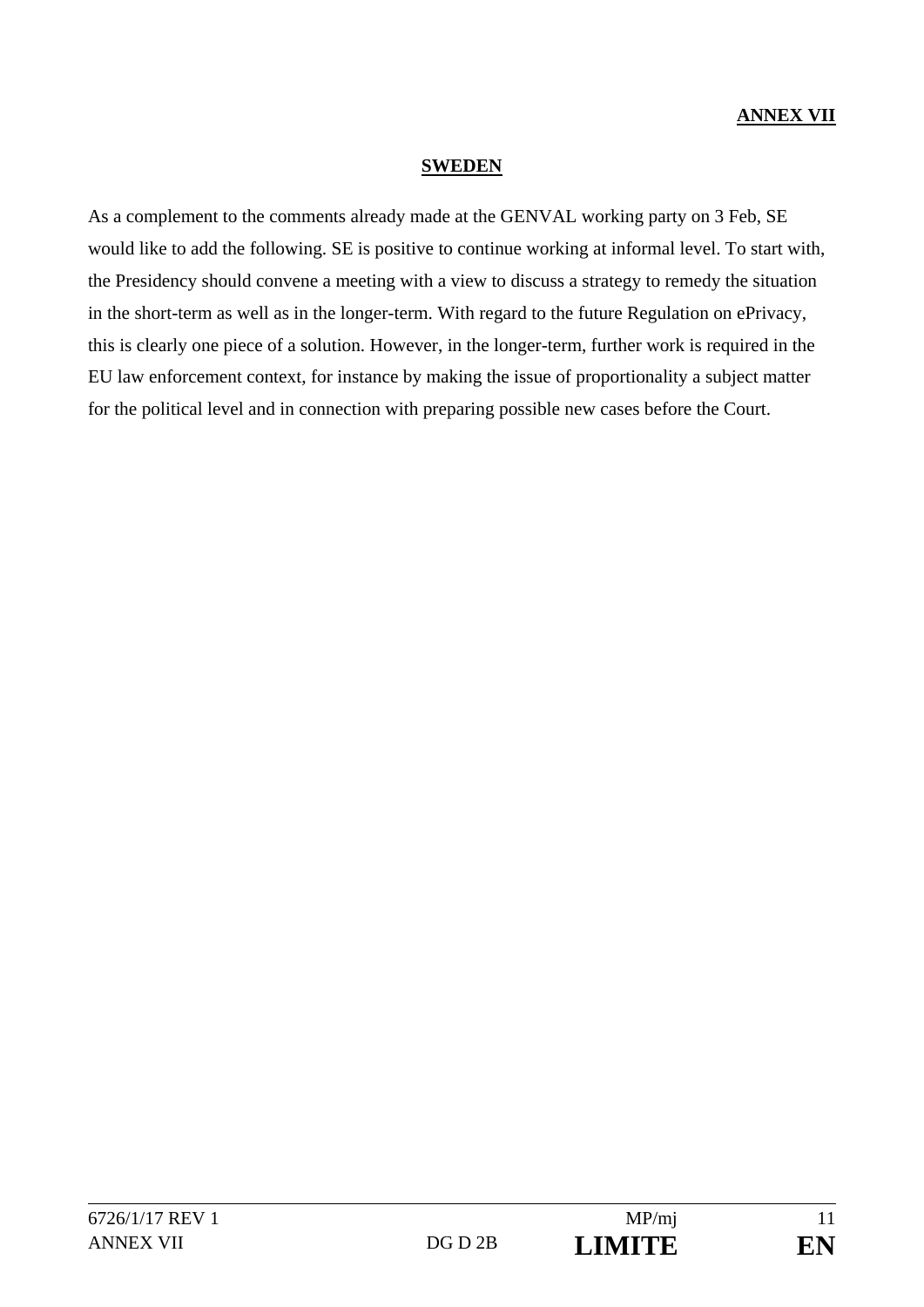**ANNEX VII**

## SWEDEN

As a complement to the comments already made at the GENVAL working party on 3 Feb, SE would like to add the following. SE is positive to continue working at informal level. To start with, the Presidency should convene a meeting with a view to discuss a strategy to remedy the situation in the short-term as well as in the longer-term. With regard to the future Regulation on ePrivacy, this is clearly one piece of a solution. However, in the longer-term, further work is required in the EU law enforcement context, for instance by making the issue of proportionality a subject matter for the political level and in connection with preparing possible new cases before the Court.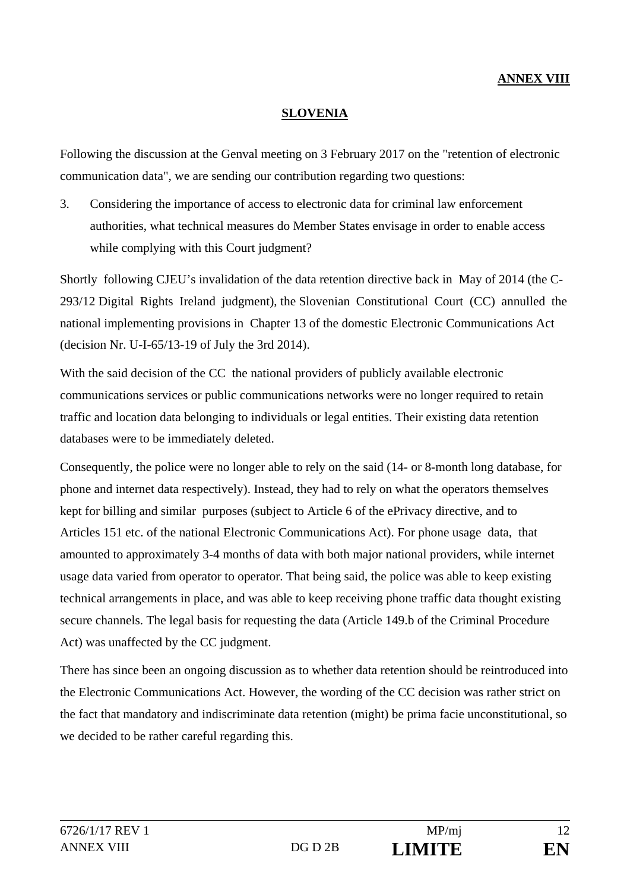**ANNEX VIII**

**SLOVENIA**

Following the discussion at the Genval meeting on 3 February 2017 on the "retention of electronic communication data", we are sending our contribution regarding two questions:

3. Considering the importance of access to electronic data for criminal law enforcement authorities, what technical measures do Member States envisage in order to enable access while complying with this Court judgment?

Shortly following CJEU's invalidation of the data retention directive back in May of 2014 (the C-293/12 Digital Rights Ireland judgment), the Slovenian Constitutional Court (CC) annulled the national implementing provisions in Chapter 13 of the domestic Electronic Communications Act (decision Nr. U-I-65/13-19 of July the 3rd 2014).

With the said decision of the CC the national providers of publicly available electronic communications services or public communications networks were no longer required to retain traffic and location data belonging to individuals or legal entities. Their existing data retention databases were to be immediately deleted.

Consequently, the police were no longer able to rely on the said (14- or 8-month long database, for phone and internet data respectively). Instead, they had to rely on what the operators themselves kept for billing and similar purposes (subject to Article 6 of the ePrivacy directive, and to Articles 151 etc. of the national Electronic Communications Act). For phone usage data, that amounted to approximately 3-4 months of data with both major national providers, while internet usage data varied from operator to operator. That being said, the police was able to keep existing technical arrangements in place, and was able to keep receiving phone traffic data thought existing secure channels. The legal basis for requesting the data (Article 149.b of the Criminal Procedure Act) was unaffected by the CC judgment.

There has since been an ongoing discussion as to whether data retention should be reintroduced into the Electronic Communications Act. However, the wording of the CC decision was rather strict on the fact that mandatory and indiscriminate data retention (might) be prima facie unconstitutional, so we decided to be rather careful regarding this.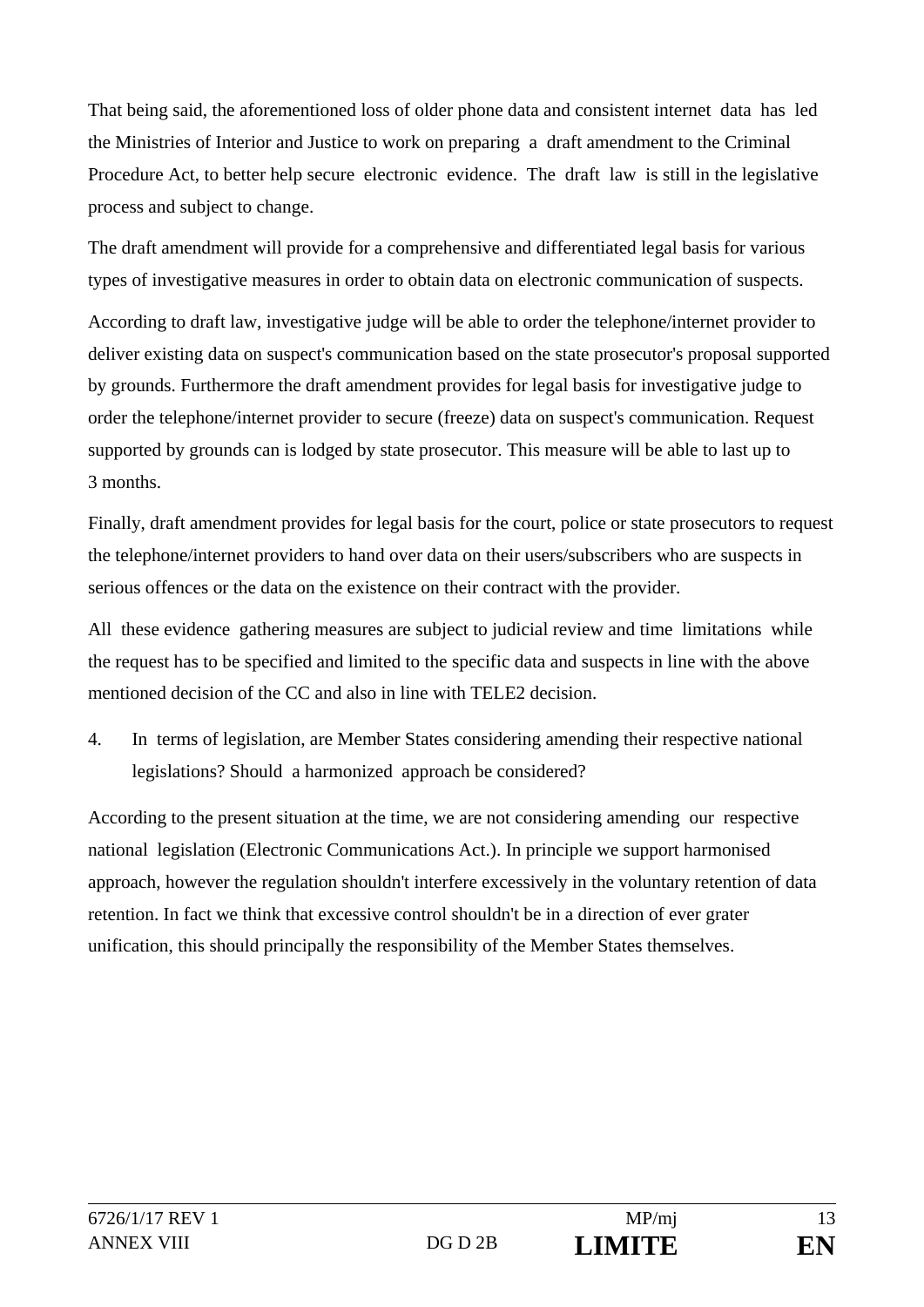That being said, the aforementioned loss of older phone data and consistent internet data has led the Ministries of Interior and Justice to work on preparing a draft amendment to the Criminal Procedure Act, to better help secure electronic evidence. The draft law is still in the legislative process and subject to change.

The draft amendment will provide for a comprehensive and differentiated legal basis for various types of investigative measures in order to obtain data on electronic communication of suspects.

According to draft law, investigative judge will be able to order the telephone/internet provider to deliver existing data on suspect's communication based on the state prosecutor's proposal supported by grounds. Furthermore the draft amendment provides for legal basis for investigative judge to order the telephone/internet provider to secure (freeze) data on suspect's communication. Request supported by grounds can is lodged by state prosecutor. This measure will be able to last up to 3 months.

Finally, draft amendment provides for legal basis for the court, police or state prosecutors to request the telephone/internet providers to hand over data on their users/subscribers who are suspects in serious offences or the data on the existence on their contract with the provider.

All these evidence gathering measures are subject to judicial review and time limitations while the request has to be specified and limited to the specific data and suspects in line with the above mentioned decision of the CC and also in line with TELE2 decision.

4. In terms of legislation, are Member States considering amending their respective national legislations? Should a harmonized approach be considered?

According to the present situation at the time, we are not considering amending our respective national legislation (Electronic Communications Act.). In principle we support harmonised approach, however the regulation shouldn't interfere excessively in the voluntary retention of data retention. In fact we think that excessive control shouldn't be in a direction of ever grater unification, this should principally the responsibility of the Member States themselves.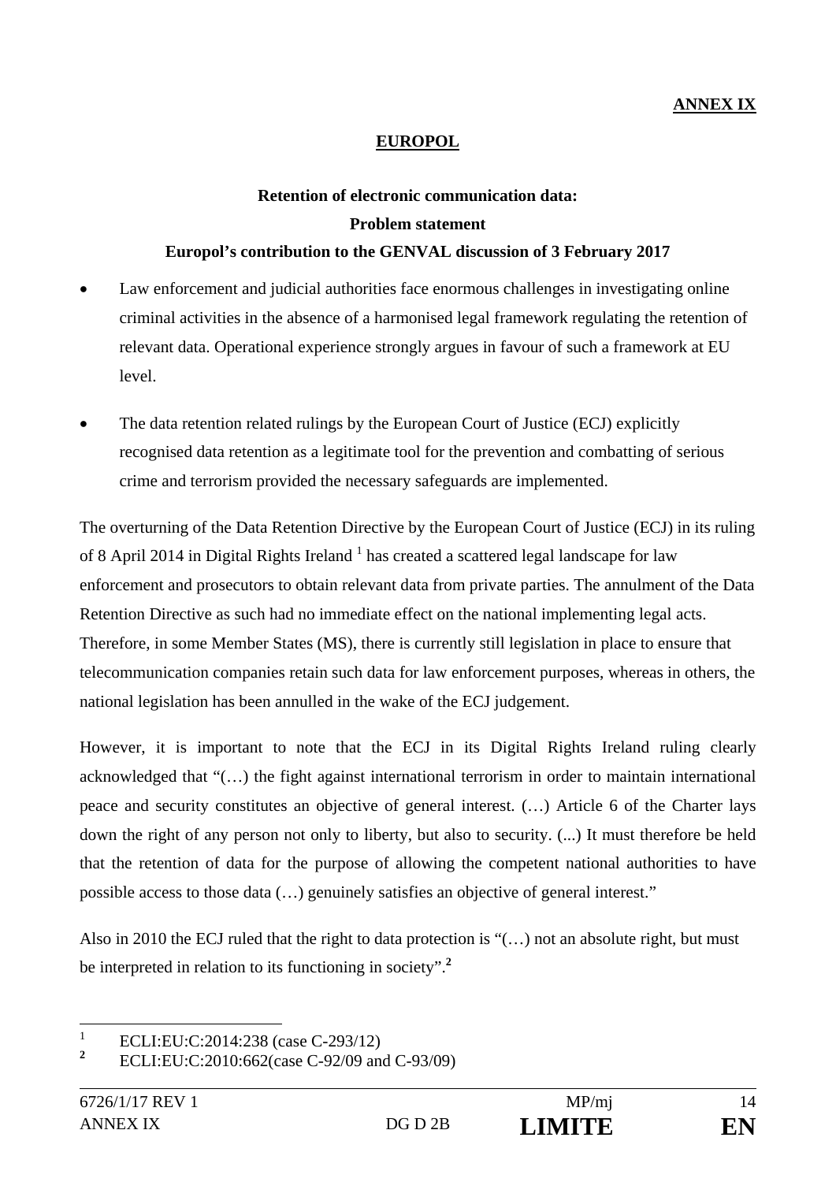**ANNEX IX**

# EUROPOL

## Retention of electronic communication data: Problem statement Europol's contribution to the GENVAL discussion of 3 February 2017

- Law enforcement and judicial authorities face enormous challenges in investigating online criminal activities in the absence of a harmonised legal framework regulating the retention of relevant data. Operational experience strongly argues in favour of such a framework at EU level.
- The data retention related rulings by the European Court of Justice (ECJ) explicitly recognised data retention as a legitimate tool for the prevention and combatting of serious crime and terrorism provided the necessary safeguards are implemented.

The overturning of the Data Retention Directive by the European Court of Justice (ECJ) in its ruling of 8 April 2014 in Digital Rights Ireland [1] has created a scattered legal landscape for law enforcement and prosecutors to obtain relevant data from private parties. The annulment of the Data Retention Directive as such had no immediate effect on the national implementing legal acts. Therefore, in some Member States (MS), there is currently still legislation in place to ensure that telecommunication companies retain such data for law enforcement purposes, whereas in others, the national legislation has been annulled in the wake of the ECJ judgement.

However, it is important to note that the ECJ in its Digital Rights Ireland ruling clearly acknowledged that "(…) the fight against international terrorism in order to maintain international peace and security constitutes an objective of general interest. (…) Article 6 of the Charter lays down the right of any person not only to liberty, but also to security. (...) It must therefore be held that the retention of data for the purpose of allowing the competent national authorities to have possible access to those data (…) genuinely satisfies an objective of general interest."

Also in 2010 the ECJ ruled that the right to data protection is "(…) not an absolute right, but must be interpreted in relation to its functioning in society".[2]

---

[1] ECLI:EU:C:2014:238 (case C-293/12)

[2] ECLI:EU:C:2010:662(case C-92/09 and C-93/09)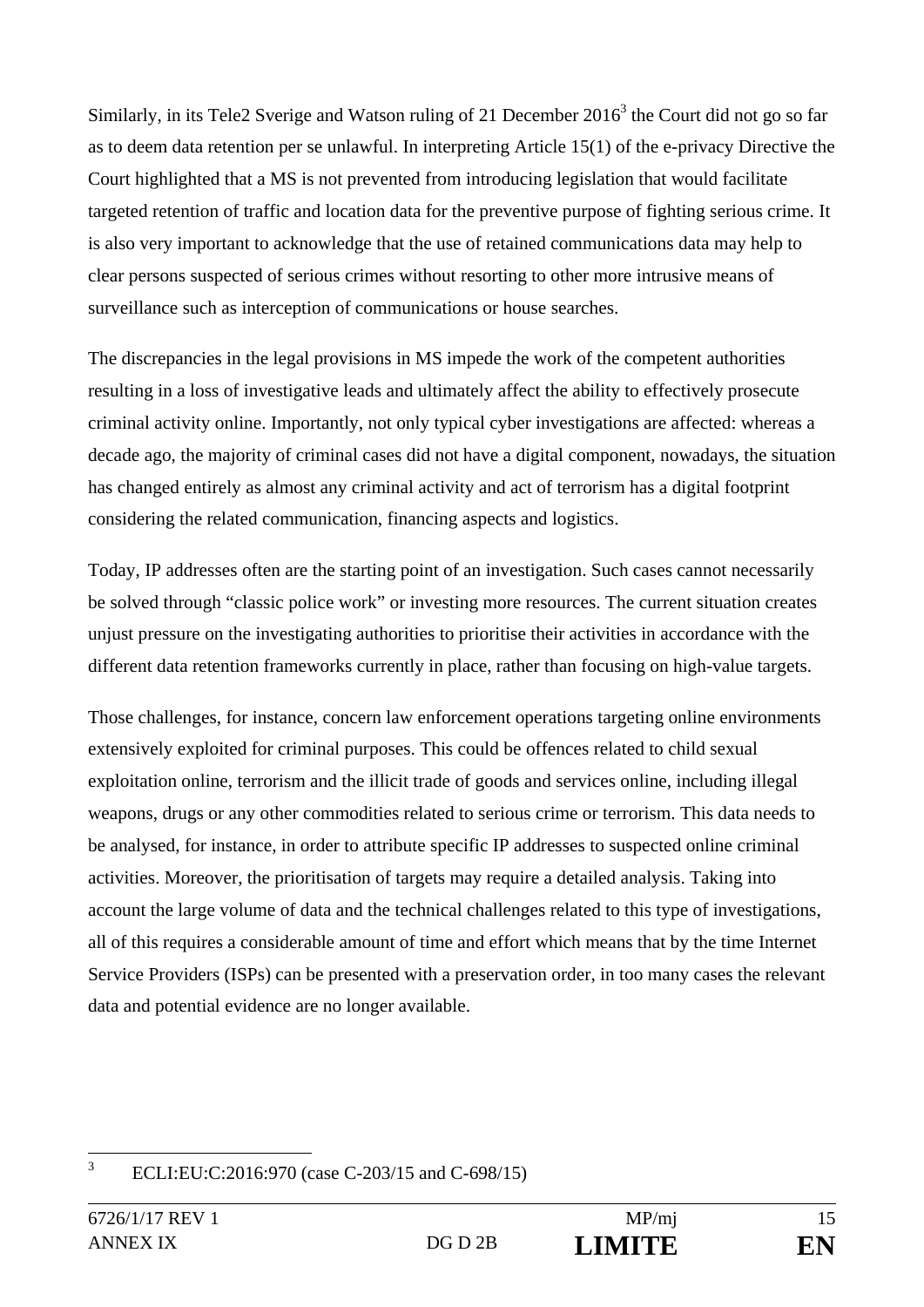Similarly, in its Tele2 Sverige and Watson ruling of 21 December 2016[3] the Court did not go so far as to deem data retention per se unlawful. In interpreting Article 15(1) of the e-privacy Directive the Court highlighted that a MS is not prevented from introducing legislation that would facilitate targeted retention of traffic and location data for the preventive purpose of fighting serious crime. It is also very important to acknowledge that the use of retained communications data may help to clear persons suspected of serious crimes without resorting to other more intrusive means of surveillance such as interception of communications or house searches.

The discrepancies in the legal provisions in MS impede the work of the competent authorities resulting in a loss of investigative leads and ultimately affect the ability to effectively prosecute criminal activity online. Importantly, not only typical cyber investigations are affected: whereas a decade ago, the majority of criminal cases did not have a digital component, nowadays, the situation has changed entirely as almost any criminal activity and act of terrorism has a digital footprint considering the related communication, financing aspects and logistics.

Today, IP addresses often are the starting point of an investigation. Such cases cannot necessarily be solved through "classic police work" or investing more resources. The current situation creates unjust pressure on the investigating authorities to prioritise their activities in accordance with the different data retention frameworks currently in place, rather than focusing on high-value targets.

Those challenges, for instance, concern law enforcement operations targeting online environments extensively exploited for criminal purposes. This could be offences related to child sexual exploitation online, terrorism and the illicit trade of goods and services online, including illegal weapons, drugs or any other commodities related to serious crime or terrorism. This data needs to be analysed, for instance, in order to attribute specific IP addresses to suspected online criminal activities. Moreover, the prioritisation of targets may require a detailed analysis. Taking into account the large volume of data and the technical challenges related to this type of investigations, all of this requires a considerable amount of time and effort which means that by the time Internet Service Providers (ISPs) can be presented with a preservation order, in too many cases the relevant data and potential evidence are no longer available.

[3] ECLI:EU:C:2016:970 (case C-203/15 and C-698/15)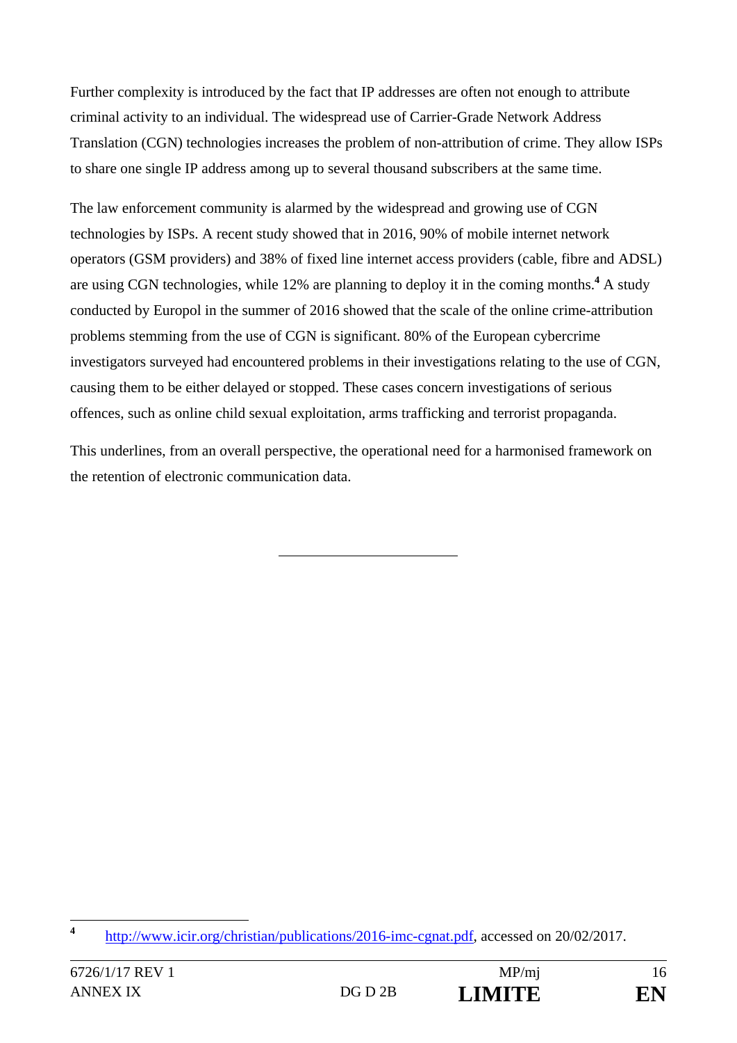Further complexity is introduced by the fact that IP addresses are often not enough to attribute criminal activity to an individual. The widespread use of Carrier-Grade Network Address Translation (CGN) technologies increases the problem of non-attribution of crime. They allow ISPs to share one single IP address among up to several thousand subscribers at the same time.

The law enforcement community is alarmed by the widespread and growing use of CGN technologies by ISPs. A recent study showed that in 2016, 90% of mobile internet network operators (GSM providers) and 38% of fixed line internet access providers (cable, fibre and ADSL) are using CGN technologies, while 12% are planning to deploy it in the coming months.[4] A study conducted by Europol in the summer of 2016 showed that the scale of the online crime-attribution problems stemming from the use of CGN is significant. 80% of the European cybercrime investigators surveyed had encountered problems in their investigations relating to the use of CGN, causing them to be either delayed or stopped. These cases concern investigations of serious offences, such as online child sexual exploitation, arms trafficking and terrorist propaganda.

This underlines, from an overall perspective, the operational need for a harmonised framework on the retention of electronic communication data.

---

[4] http://www.icir.org/christian/publications/2016-imc-cgnat.pdf, accessed on 20/02/2017.